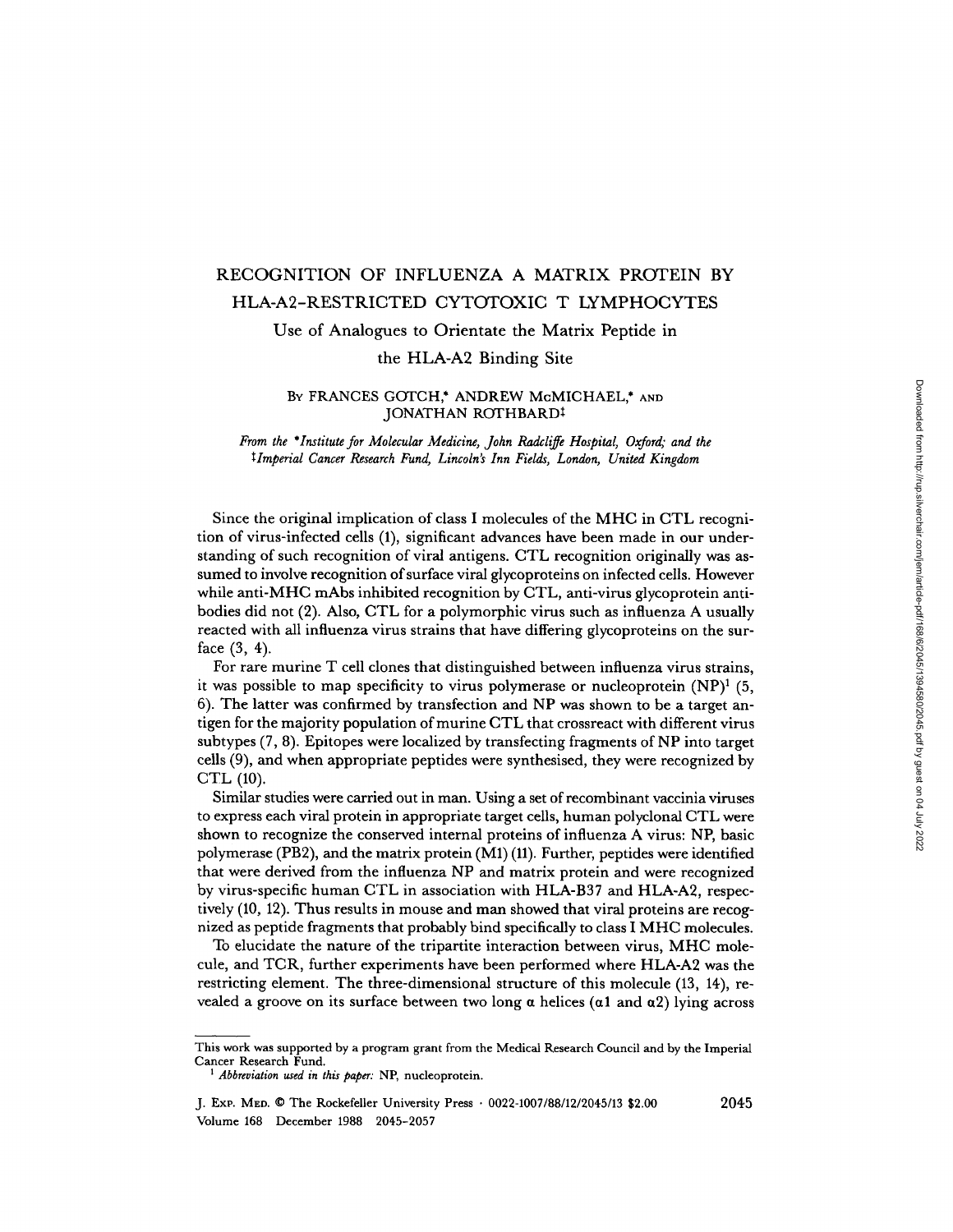# RECOGNITION OF INFLUENZA A MATRIX PROTEIN BY HLA-A2-RESTRICTED CYTOTOXIC T LYMPHOCYTES

## Use of Analogues to Orientate the Matrix Peptide in the HLA-A2 Binding Site

By FRANCES GOTCH,* ANDREW McMICHAEL,* AND JONATHAN ROTHBARD‡

*From the \*Institute for Molecular Medicine, John Radcliffe Hospital, Oxford; and the ‡Imperial Cancer Research Fund, Lincoln's Inn Fields, London, United Kingdom*

Since the original implication of class I molecules of the MHC in CTL recognition of virus-infected cells (1), significant advances have been made in our understanding of such recognition of viral antigens. CTL recognition originally was assumed to involve recognition of surface viral glycoproteins on infected cells. However while anti-MHC mAbs inhibited recognition by CTL, anti-virus glycoprotein antibodies did not (2). Also, CTL for a polymorphic virus such as influenza A usually reacted with all influenza virus strains that have differing glycoproteins on the surface (3, 4).

For rare murine T cell clones that distinguished between influenza virus strains, it was possible to map specificity to virus polymerase or nucleoprotein (NP)[1] (5, 6). The latter was confirmed by transfection and NP was shown to be a target antigen for the majority population of murine CTL that crossreact with different virus subtypes (7, 8). Epitopes were localized by transfecting fragments of NP into target cells (9), and when appropriate peptides were synthesised, they were recognized by CTL (10).

Similar studies were carried out in man. Using a set of recombinant vaccinia viruses to express each viral protein in appropriate target cells, human polyclonal CTL were shown to recognize the conserved internal proteins of influenza A virus: NP, basic polymerase (PB2), and the matrix protein (M1) (11). Further, peptides were identified that were derived from the influenza NP and matrix protein and were recognized by virus-specific human CTL in association with HLA-B37 and HLA-A2, respectively (10, 12). Thus results in mouse and man showed that viral proteins are recognized as peptide fragments that probably bind specifically to class I MHC molecules.

To elucidate the nature of the tripartite interaction between virus, MHC molecule, and TCR, further experiments have been performed where HLA-A2 was the restricting element. The three-dimensional structure of this molecule (13, 14), revealed a groove on its surface between two long α helices (α1 and α2) lying across

---

This work was supported by a program grant from the Medical Research Council and by the Imperial Cancer Research Fund.

[1] *Abbreviation used in this paper:* NP, nucleoprotein.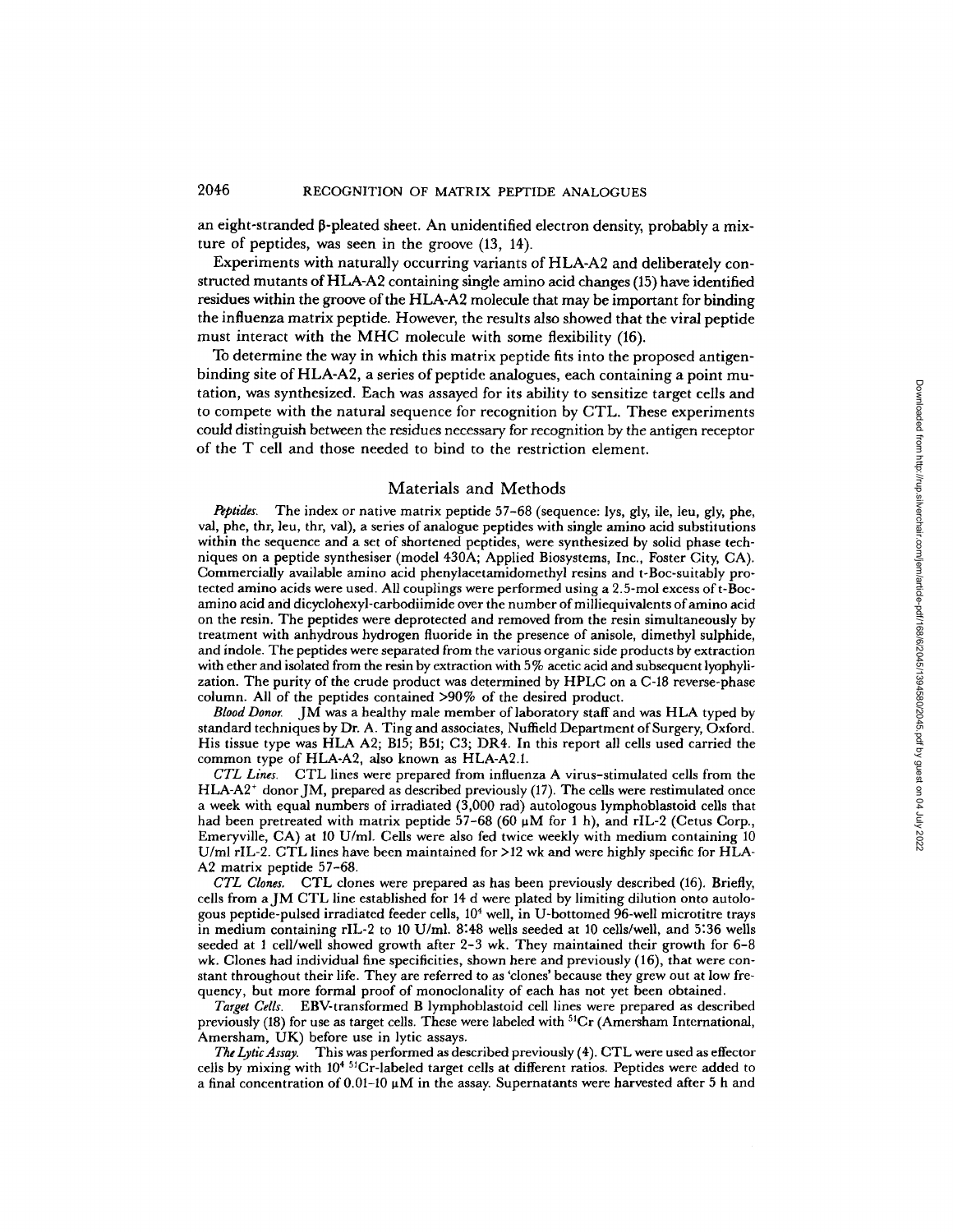an eight-stranded β-pleated sheet. An unidentified electron density, probably a mixture of peptides, was seen in the groove (13, 14).

Experiments with naturally occurring variants of HLA-A2 and deliberately constructed mutants of HLA-A2 containing single amino acid changes (15) have identified residues within the groove of the HLA-A2 molecule that may be important for binding the influenza matrix peptide. However, the results also showed that the viral peptide must interact with the MHC molecule with some flexibility (16).

To determine the way in which this matrix peptide fits into the proposed antigen-binding site of HLA-A2, a series of peptide analogues, each containing a point mutation, was synthesized. Each was assayed for its ability to sensitize target cells and to compete with the natural sequence for recognition by CTL. These experiments could distinguish between the residues necessary for recognition by the antigen receptor of the T cell and those needed to bind to the restriction element.

## Materials and Methods

*Peptides.* The index or native matrix peptide 57–68 (sequence: lys, gly, ile, leu, gly, phe, val, phe, thr, leu, thr, val), a series of analogue peptides with single amino acid substitutions within the sequence and a set of shortened peptides, were synthesized by solid phase techniques on a peptide synthesiser (model 430A; Applied Biosystems, Inc., Foster City, CA). Commercially available amino acid phenylacetamidomethyl resins and t-Boc-suitably protected amino acids were used. All couplings were performed using a 2.5-mol excess of t-Boc-amino acid and dicyclohexyl-carbodiimide over the number of milliequivalents of amino acid on the resin. The peptides were deprotected and removed from the resin simultaneously by treatment with anhydrous hydrogen fluoride in the presence of anisole, dimethyl sulphide, and indole. The peptides were separated from the various organic side products by extraction with ether and isolated from the resin by extraction with 5% acetic acid and subsequent lyophylization. The purity of the crude product was determined by HPLC on a C-18 reverse-phase column. All of the peptides contained >90% of the desired product.

*Blood Donor.* JM was a healthy male member of laboratory staff and was HLA typed by standard techniques by Dr. A. Ting and associates, Nuffield Department of Surgery, Oxford. His tissue type was HLA A2; B15; B51; C3; DR4. In this report all cells used carried the common type of HLA-A2, also known as HLA-A2.1.

*CTL Lines.* CTL lines were prepared from influenza A virus–stimulated cells from the HLA-A2+ donor JM, prepared as described previously (17). The cells were restimulated once a week with equal numbers of irradiated (3,000 rad) autologous lymphoblastoid cells that had been pretreated with matrix peptide 57–68 (60 μM for 1 h), and rIL-2 (Cetus Corp., Emeryville, CA) at 10 U/ml. Cells were also fed twice weekly with medium containing 10 U/ml rIL-2. CTL lines have been maintained for >12 wk and were highly specific for HLA-A2 matrix peptide 57–68.

*CTL Clones.* CTL clones were prepared as has been previously described (16). Briefly, cells from a JM CTL line established for 14 d were plated by limiting dilution onto autologous peptide-pulsed irradiated feeder cells, $10^4$ well, in U-bottomed 96-well microtitre trays in medium containing rIL-2 to 10 U/ml. 8:48 wells seeded at 10 cells/well, and 5:36 wells seeded at 1 cell/well showed growth after 2–3 wk. They maintained their growth for 6–8 wk. Clones had individual fine specificities, shown here and previously (16), that were constant throughout their life. They are referred to as 'clones' because they grew out at low frequency, but more formal proof of monoclonality of each has not yet been obtained.

*Target Cells.* EBV-transformed B lymphoblastoid cell lines were prepared as described previously (18) for use as target cells. These were labeled with $^{51}$Cr (Amersham International, Amersham, UK) before use in lytic assays.

*The Lytic Assay.* This was performed as described previously (4). CTL were used as effector cells by mixing with $10^4$ $^{51}$Cr-labeled target cells at different ratios. Peptides were added to a final concentration of 0.01–10 μM in the assay. Supernatants were harvested after 5 h and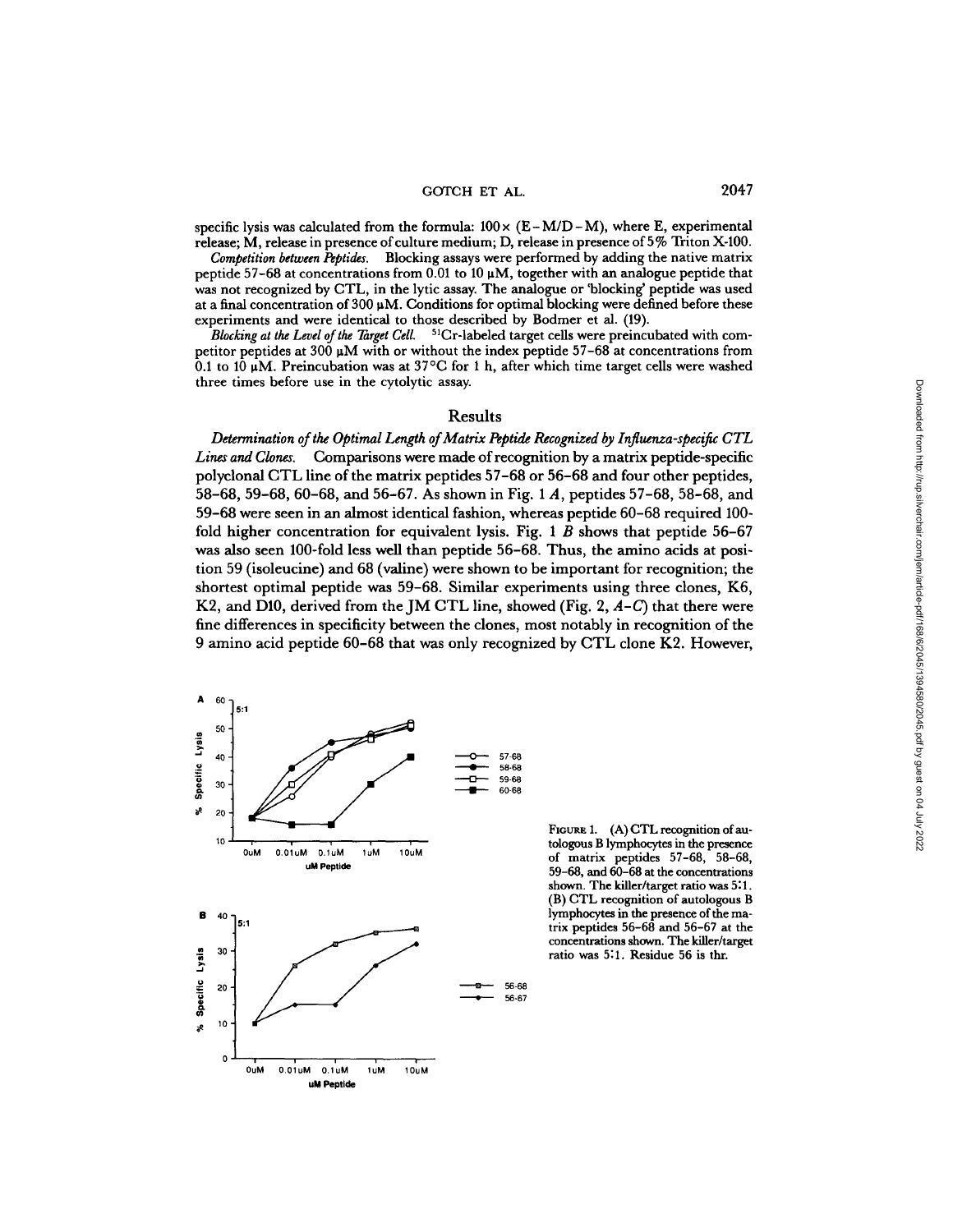specific lysis was calculated from the formula: $100 \times (E - M/D - M)$, where E, experimental release; M, release in presence of culture medium; D, release in presence of 5% Triton X-100.

*Competition between Peptides.* Blocking assays were performed by adding the native matrix peptide 57–68 at concentrations from 0.01 to 10 μM, together with an analogue peptide that was not recognized by CTL, in the lytic assay. The analogue or 'blocking' peptide was used at a final concentration of 300 μM. Conditions for optimal blocking were defined before these experiments and were identical to those described by Bodmer et al. (19).

*Blocking at the Level of the Target Cell.* $^{51}$Cr-labeled target cells were preincubated with competitor peptides at 300 μM with or without the index peptide 57–68 at concentrations from 0.1 to 10 μM. Preincubation was at 37°C for 1 h, after which time target cells were washed three times before use in the cytolytic assay.

## Results

*Determination of the Optimal Length of Matrix Peptide Recognized by Influenza-specific CTL Lines and Clones.* Comparisons were made of recognition by a matrix peptide-specific polyclonal CTL line of the matrix peptides 57–68 or 56–68 and four other peptides, 58–68, 59–68, 60–68, and 56–67. As shown in Fig. 1 *A*, peptides 57–68, 58–68, and 59–68 were seen in an almost identical fashion, whereas peptide 60–68 required 100-fold higher concentration for equivalent lysis. Fig. 1 *B* shows that peptide 56–67 was also seen 100-fold less well than peptide 56–68. Thus, the amino acids at position 59 (isoleucine) and 68 (valine) were shown to be important for recognition; the shortest optimal peptide was 59–68. Similar experiments using three clones, K6, K2, and D10, derived from the JM CTL line, showed (Fig. 2, *A–C*) that there were fine differences in specificity between the clones, most notably in recognition of the 9 amino acid peptide 60–68 that was only recognized by CTL clone K2. However,

FIGURE 1. (A) CTL recognition of autologous B lymphocytes in the presence of matrix peptides 57–68, 58–68, 59–68, and 60–68 at the concentrations shown. The killer/target ratio was 5:1. (B) CTL recognition of autologous B lymphocytes in the presence of the matrix peptides 56–68 and 56–67 at the concentrations shown. The killer/target ratio was 5:1. Residue 56 is thr.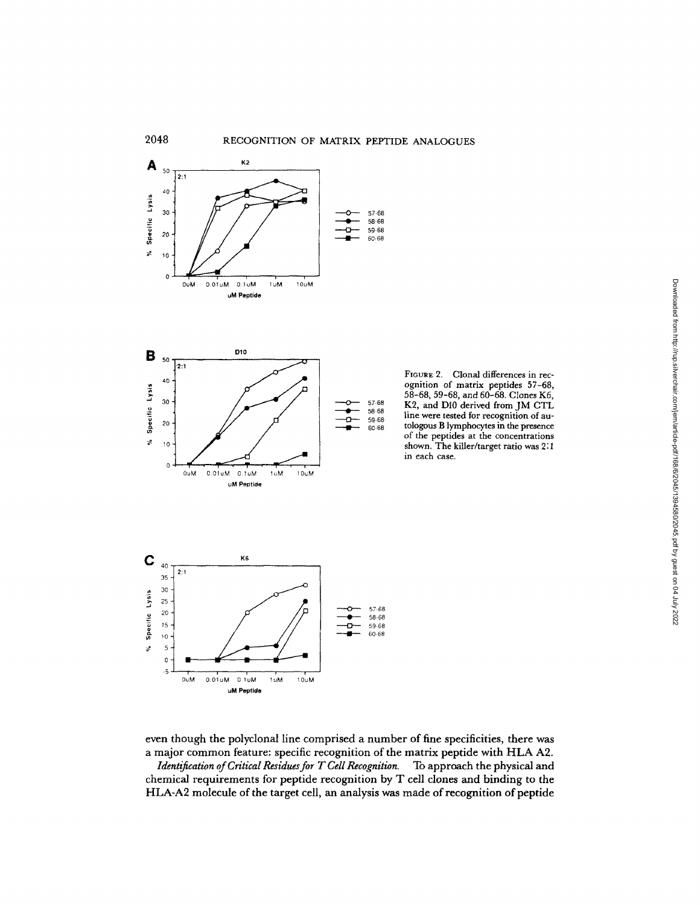FIGURE 2. Clonal differences in recognition of matrix peptides 57–68, 58–68, 59–68, and 60–68. Clones K6, K2, and D10 derived from JM CTL line were tested for recognition of autologous B lymphocytes in the presence of the peptides at the concentrations shown. The killer/target ratio was 2:1 in each case.

even though the polyclonal line comprised a number of fine specificities, there was a major common feature: specific recognition of the matrix peptide with HLA A2.

*Identification of Critical Residues for T Cell Recognition.* To approach the physical and chemical requirements for peptide recognition by T cell clones and binding to the HLA-A2 molecule of the target cell, an analysis was made of recognition of peptide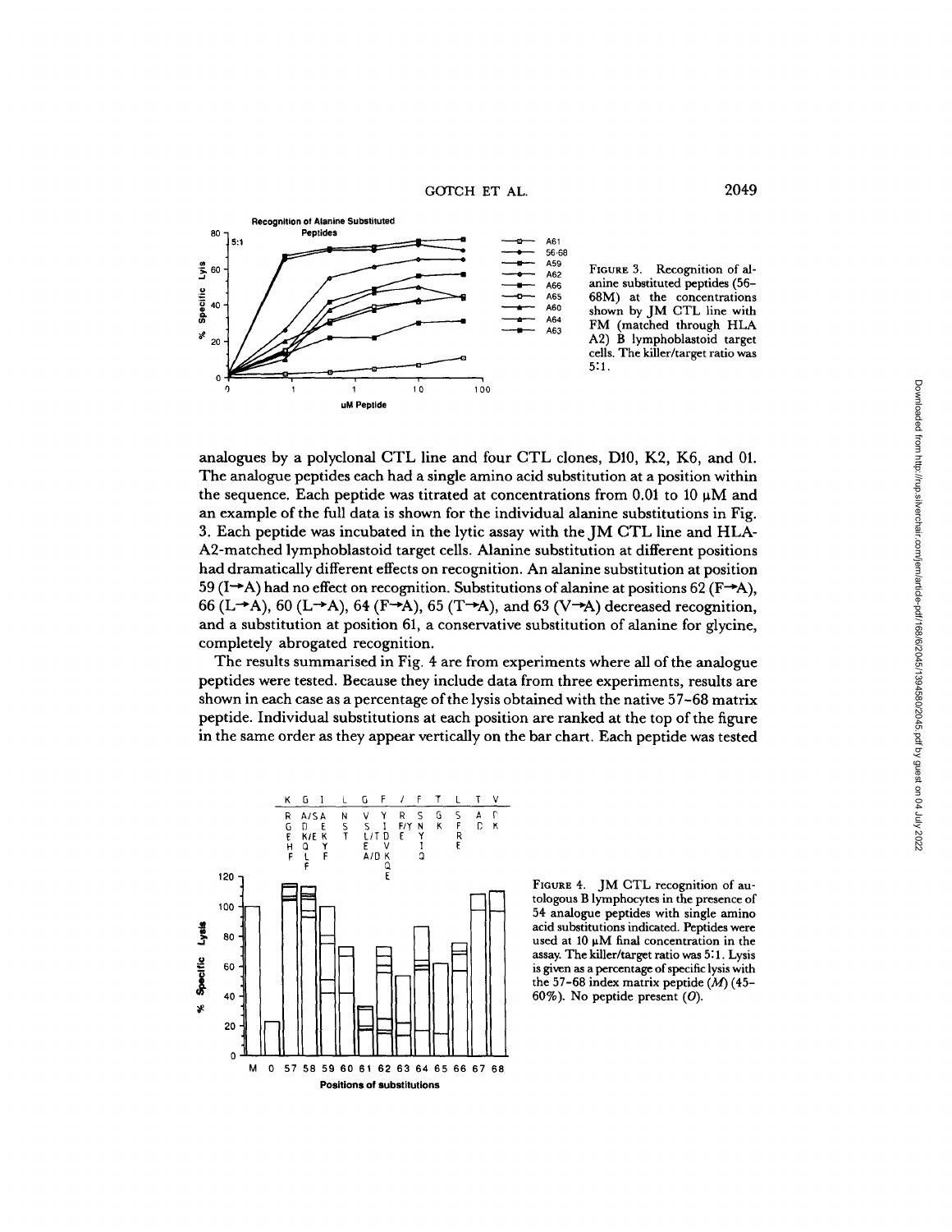FIGURE 3. Recognition of alanine substituted peptides (56–68M) at the concentrations shown by JM CTL line with FM (matched through HLA A2) B lymphoblastoid target cells. The killer/target ratio was 5:1.

analogues by a polyclonal CTL line and four CTL clones, D10, K2, K6, and 01. The analogue peptides each had a single amino acid substitution at a position within the sequence. Each peptide was titrated at concentrations from 0.01 to 10 μM and an example of the full data is shown for the individual alanine substitutions in Fig. 3. Each peptide was incubated in the lytic assay with the JM CTL line and HLA-A2-matched lymphoblastoid target cells. Alanine substitution at different positions had dramatically different effects on recognition. An alanine substitution at position 59 (I→A) had no effect on recognition. Substitutions of alanine at positions 62 (F→A), 66 (L→A), 60 (L→A), 64 (F→A), 65 (T→A), and 63 (V→A) decreased recognition, and a substitution at position 61, a conservative substitution of alanine for glycine, completely abrogated recognition.

The results summarised in Fig. 4 are from experiments where all of the analogue peptides were tested. Because they include data from three experiments, results are shown in each case as a percentage of the lysis obtained with the native 57–68 matrix peptide. Individual substitutions at each position are ranked at the top of the figure in the same order as they appear vertically on the bar chart. Each peptide was tested

FIGURE 4. JM CTL recognition of autologous B lymphocytes in the presence of 54 analogue peptides with single amino acid substitutions indicated. Peptides were used at 10 μM final concentration in the assay. The killer/target ratio was 5:1. Lysis is given as a percentage of specific lysis with the 57–68 index matrix peptide (*M*) (45–60%). No peptide present (*O*).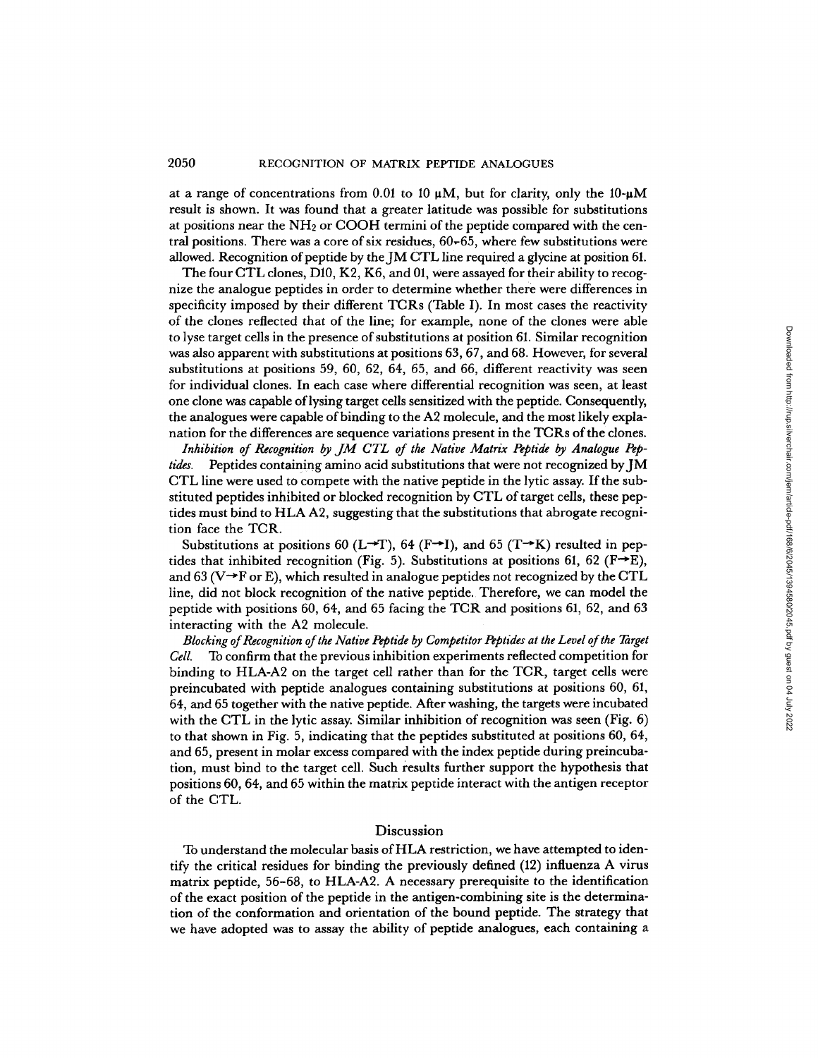at a range of concentrations from 0.01 to 10 μM, but for clarity, only the 10-μM result is shown. It was found that a greater latitude was possible for substitutions at positions near the $NH_2$ or COOH termini of the peptide compared with the central positions. There was a core of six residues, 60–65, where few substitutions were allowed. Recognition of peptide by the JM CTL line required a glycine at position 61.

The four CTL clones, D10, K2, K6, and 01, were assayed for their ability to recognize the analogue peptides in order to determine whether there were differences in specificity imposed by their different TCRs (Table I). In most cases the reactivity of the clones reflected that of the line; for example, none of the clones were able to lyse target cells in the presence of substitutions at position 61. Similar recognition was also apparent with substitutions at positions 63, 67, and 68. However, for several substitutions at positions 59, 60, 62, 64, 65, and 66, different reactivity was seen for individual clones. In each case where differential recognition was seen, at least one clone was capable of lysing target cells sensitized with the peptide. Consequently, the analogues were capable of binding to the A2 molecule, and the most likely explanation for the differences are sequence variations present in the TCRs of the clones.

*Inhibition of Recognition by JM CTL of the Native Matrix Peptide by Analogue Peptides.* Peptides containing amino acid substitutions that were not recognized by JM CTL line were used to compete with the native peptide in the lytic assay. If the substituted peptides inhibited or blocked recognition by CTL of target cells, these peptides must bind to HLA A2, suggesting that the substitutions that abrogate recognition face the TCR.

Substitutions at positions 60 (L→T), 64 (F→I), and 65 (T→K) resulted in peptides that inhibited recognition (Fig. 5). Substitutions at positions 61, 62 (F→E), and 63 (V→F or E), which resulted in analogue peptides not recognized by the CTL line, did not block recognition of the native peptide. Therefore, we can model the peptide with positions 60, 64, and 65 facing the TCR and positions 61, 62, and 63 interacting with the A2 molecule.

*Blocking of Recognition of the Native Peptide by Competitor Peptides at the Level of the Target Cell.* To confirm that the previous inhibition experiments reflected competition for binding to HLA-A2 on the target cell rather than for the TCR, target cells were preincubated with peptide analogues containing substitutions at positions 60, 61, 64, and 65 together with the native peptide. After washing, the targets were incubated with the CTL in the lytic assay. Similar inhibition of recognition was seen (Fig. 6) to that shown in Fig. 5, indicating that the peptides substituted at positions 60, 64, and 65, present in molar excess compared with the index peptide during preincubation, must bind to the target cell. Such results further support the hypothesis that positions 60, 64, and 65 within the matrix peptide interact with the antigen receptor of the CTL.

## Discussion

To understand the molecular basis of HLA restriction, we have attempted to identify the critical residues for binding the previously defined (12) influenza A virus matrix peptide, 56–68, to HLA-A2. A necessary prerequisite to the identification of the exact position of the peptide in the antigen-combining site is the determination of the conformation and orientation of the bound peptide. The strategy that we have adopted was to assay the ability of peptide analogues, each containing a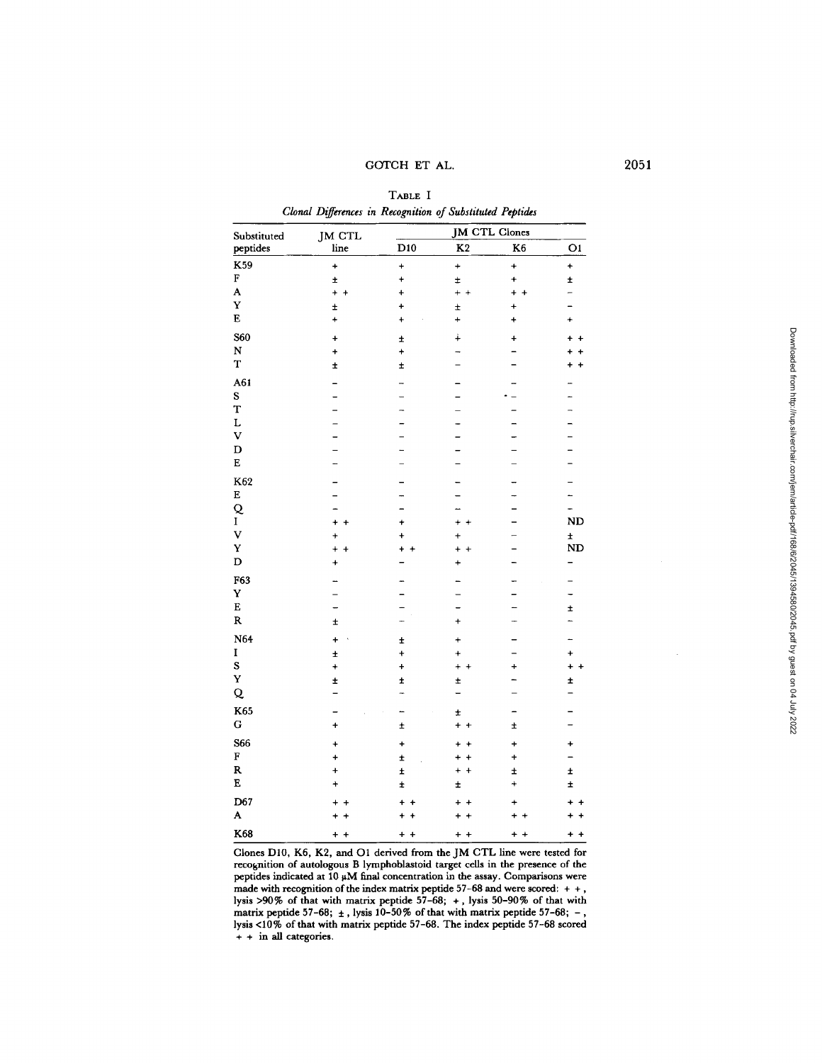TABLE I

*Clonal Differences in Recognition of Substituted Peptides*

| Substituted peptides | JM CTL line | JM CTL Clones | | | |
|---|---|---|---|---|---|
| | | D10 | K2 | K6 | O1 |
| K59 | + | + | + | + | + |
| F | ± | + | ± | + | ± |
| A | + + | + | + + | + + | – |
| Y | ± | + | ± | + | – |
| E | + | + | + | + | + |
| S60 | + | ± | + | + | + + |
| N | + | + | – | – | + + |
| T | ± | ± | – | – | + + |
| A61 | – | – | – | – | – |
| S | – | – | – | – | – |
| T | – | – | – | – | – |
| L | – | – | – | – | – |
| V | – | – | – | – | – |
| D | – | – | – | – | – |
| E | – | – | – | – | – |
| K62 | – | – | – | – | – |
| E | – | – | – | – | – |
| Q | – | – | – | – | – |
| I | + + | + | + + | – | ND |
| V | + | + | + | – | ± |
| Y | + + | + + | + + | – | ND |
| D | + | – | + | – | – |
| F63 | – | – | – | – | – |
| Y | – | – | – | – | – |
| E | – | – | – | – | ± |
| R | ± | – | + | – | – |
| N64 | + | ± | + | – | – |
| I | ± | + | + | – | + |
| S | + | + | + + | + | + + |
| Y | ± | ± | ± | – | ± |
| Q | – | – | – | – | – |
| K65 | – | – | ± | – | – |
| G | + | ± | + + | ± | – |
| S66 | + | + | + + | + | + |
| F | + | ± | + + | + | – |
| R | + | ± | + + | ± | ± |
| E | + | ± | ± | + | ± |
| D67 | + + | + + | + + | + | + + |
| A | + + | + + | + + | + + | + + |
| K68 | + + | + + | + + | + + | + + |

Clones D10, K6, K2, and O1 derived from the JM CTL line were tested for recognition of autologous B lymphoblastoid target cells in the presence of the peptides indicated at 10 μM final concentration in the assay. Comparisons were made with recognition of the index matrix peptide 57–68 and were scored: + +, lysis >90% of that with matrix peptide 57–68; +, lysis 50–90% of that with matrix peptide 57–68; ±, lysis 10–50% of that with matrix peptide 57–68; –, lysis <10% of that with matrix peptide 57–68. The index peptide 57–68 scored + + in all categories.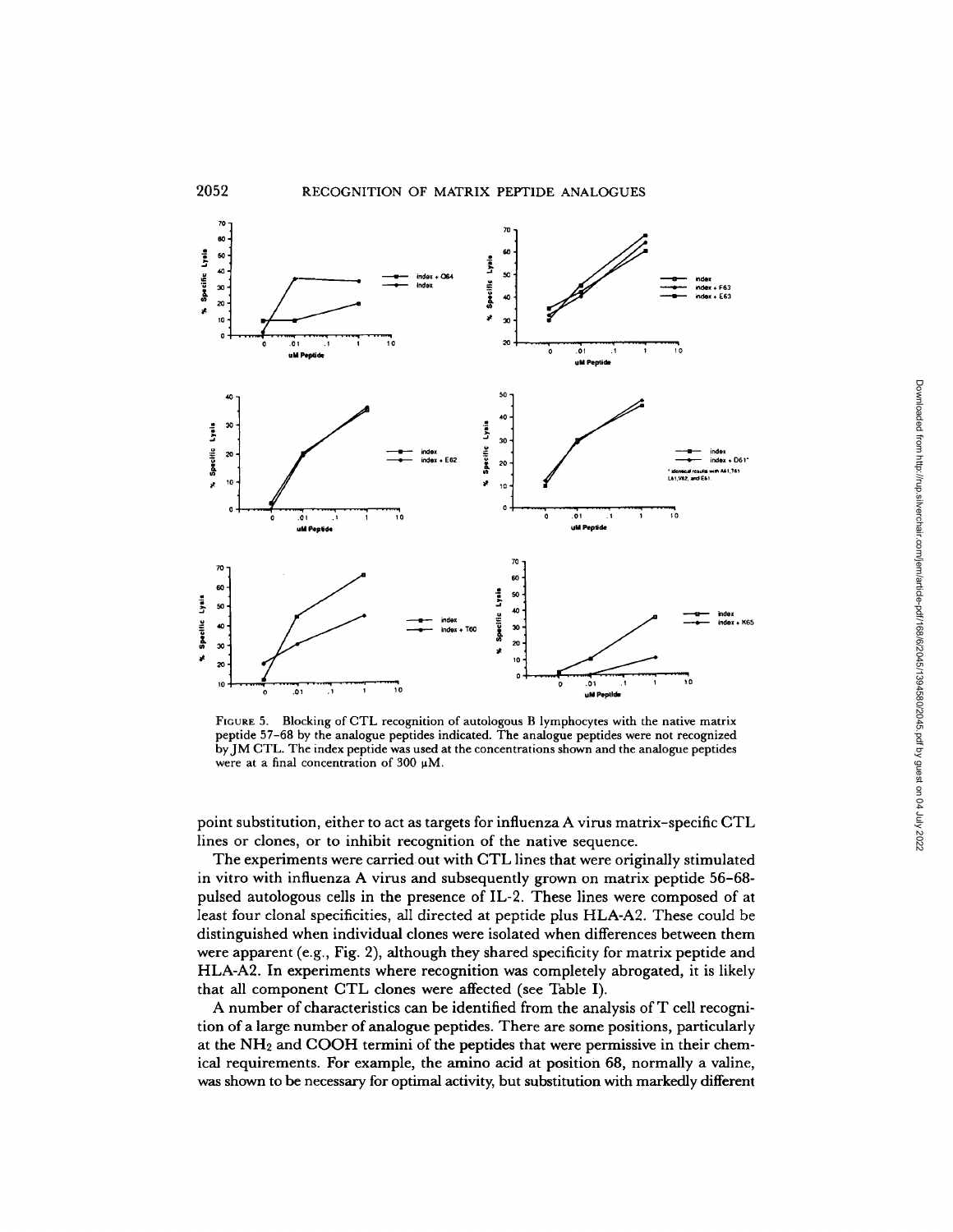FIGURE 5. Blocking of CTL recognition of autologous B lymphocytes with the native matrix peptide 57–68 by the analogue peptides indicated. The analogue peptides were not recognized by JM CTL. The index peptide was used at the concentrations shown and the analogue peptides were at a final concentration of 300 μM.

point substitution, either to act as targets for influenza A virus matrix-specific CTL lines or clones, or to inhibit recognition of the native sequence.

The experiments were carried out with CTL lines that were originally stimulated in vitro with influenza A virus and subsequently grown on matrix peptide 56–68-pulsed autologous cells in the presence of IL-2. These lines were composed of at least four clonal specificities, all directed at peptide plus HLA-A2. These could be distinguished when individual clones were isolated when differences between them were apparent (e.g., Fig. 2), although they shared specificity for matrix peptide and HLA-A2. In experiments where recognition was completely abrogated, it is likely that all component CTL clones were affected (see Table I).

A number of characteristics can be identified from the analysis of T cell recognition of a large number of analogue peptides. There are some positions, particularly at the $NH_2$ and COOH termini of the peptides that were permissive in their chemical requirements. For example, the amino acid at position 68, normally a valine, was shown to be necessary for optimal activity, but substitution with markedly different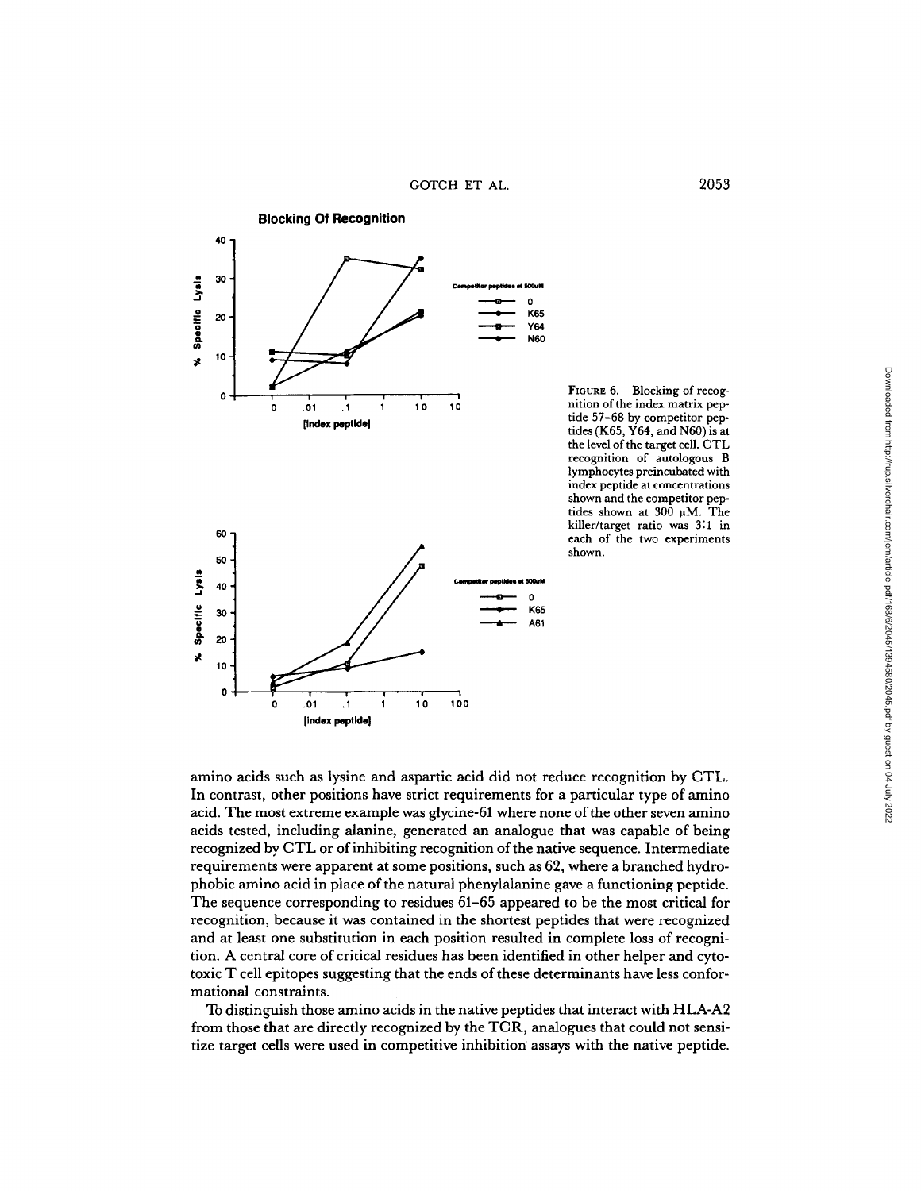FIGURE 6. Blocking of recognition of the index matrix peptide 57–68 by competitor peptides (K65, Y64, and N60) is at the level of the target cell. CTL recognition of autologous B lymphocytes preincubated with index peptide at concentrations shown and the competitor peptides shown at 300 μM. The killer/target ratio was 3:1 in each of the two experiments shown.

amino acids such as lysine and aspartic acid did not reduce recognition by CTL. In contrast, other positions have strict requirements for a particular type of amino acid. The most extreme example was glycine-61 where none of the other seven amino acids tested, including alanine, generated an analogue that was capable of being recognized by CTL or of inhibiting recognition of the native sequence. Intermediate requirements were apparent at some positions, such as 62, where a branched hydrophobic amino acid in place of the natural phenylalanine gave a functioning peptide. The sequence corresponding to residues 61–65 appeared to be the most critical for recognition, because it was contained in the shortest peptides that were recognized and at least one substitution in each position resulted in complete loss of recognition. A central core of critical residues has been identified in other helper and cytotoxic T cell epitopes suggesting that the ends of these determinants have less conformational constraints.

To distinguish those amino acids in the native peptides that interact with HLA-A2 from those that are directly recognized by the TCR, analogues that could not sensitize target cells were used in competitive inhibition assays with the native peptide.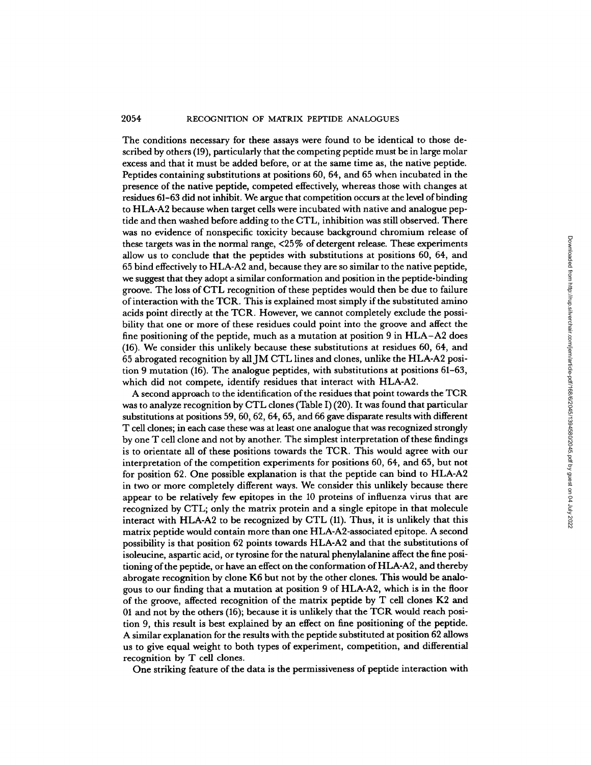The conditions necessary for these assays were found to be identical to those described by others (19), particularly that the competing peptide must be in large molar excess and that it must be added before, or at the same time as, the native peptide. Peptides containing substitutions at positions 60, 64, and 65 when incubated in the presence of the native peptide, competed effectively, whereas those with changes at residues 61–63 did not inhibit. We argue that competition occurs at the level of binding to HLA-A2 because when target cells were incubated with native and analogue peptide and then washed before adding to the CTL, inhibition was still observed. There was no evidence of nonspecific toxicity because background chromium release of these targets was in the normal range, <25% of detergent release. These experiments allow us to conclude that the peptides with substitutions at positions 60, 64, and 65 bind effectively to HLA-A2 and, because they are so similar to the native peptide, we suggest that they adopt a similar conformation and position in the peptide-binding groove. The loss of CTL recognition of these peptides would then be due to failure of interaction with the TCR. This is explained most simply if the substituted amino acids point directly at the TCR. However, we cannot completely exclude the possibility that one or more of these residues could point into the groove and affect the fine positioning of the peptide, much as a mutation at position 9 in HLA-A2 does (16). We consider this unlikely because these substitutions at residues 60, 64, and 65 abrogated recognition by all JM CTL lines and clones, unlike the HLA-A2 position 9 mutation (16). The analogue peptides, with substitutions at positions 61–63, which did not compete, identify residues that interact with HLA-A2.

A second approach to the identification of the residues that point towards the TCR was to analyze recognition by CTL clones (Table I) (20). It was found that particular substitutions at positions 59, 60, 62, 64, 65, and 66 gave disparate results with different T cell clones; in each case these was at least one analogue that was recognized strongly by one T cell clone and not by another. The simplest interpretation of these findings is to orientate all of these positions towards the TCR. This would agree with our interpretation of the competition experiments for positions 60, 64, and 65, but not for position 62. One possible explanation is that the peptide can bind to HLA-A2 in two or more completely different ways. We consider this unlikely because there appear to be relatively few epitopes in the 10 proteins of influenza virus that are recognized by CTL; only the matrix protein and a single epitope in that molecule interact with HLA-A2 to be recognized by CTL (11). Thus, it is unlikely that this matrix peptide would contain more than one HLA-A2-associated epitope. A second possibility is that position 62 points towards HLA-A2 and that the substitutions of isoleucine, aspartic acid, or tyrosine for the natural phenylalanine affect the fine positioning of the peptide, or have an effect on the conformation of HLA-A2, and thereby abrogate recognition by clone K6 but not by the other clones. This would be analogous to our finding that a mutation at position 9 of HLA-A2, which is in the floor of the groove, affected recognition of the matrix peptide by T cell clones K2 and 01 and not by the others (16); because it is unlikely that the TCR would reach position 9, this result is best explained by an effect on fine positioning of the peptide. A similar explanation for the results with the peptide substituted at position 62 allows us to give equal weight to both types of experiment, competition, and differential recognition by T cell clones.

One striking feature of the data is the permissiveness of peptide interaction with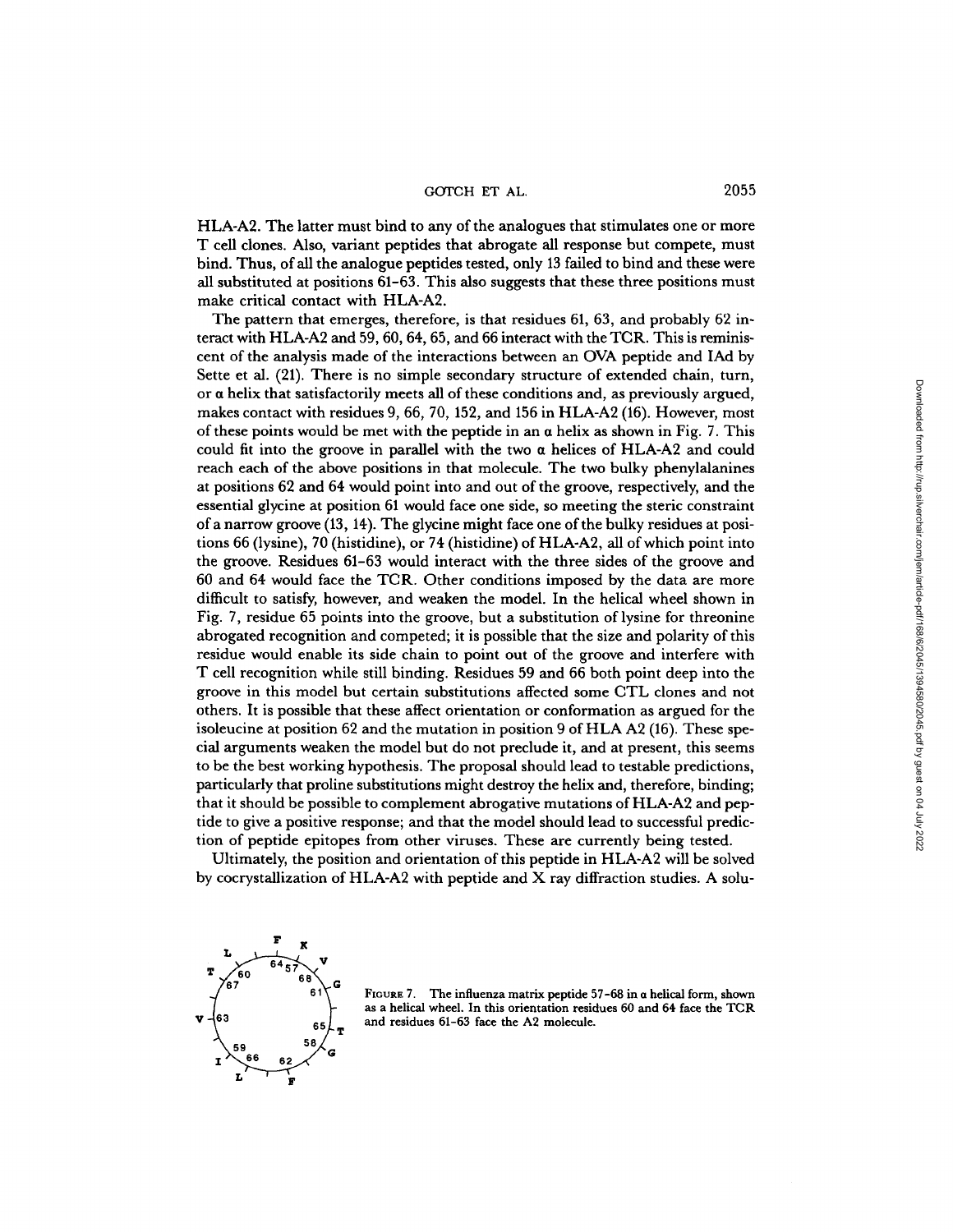HLA-A2. The latter must bind to any of the analogues that stimulates one or more T cell clones. Also, variant peptides that abrogate all response but compete, must bind. Thus, of all the analogue peptides tested, only 13 failed to bind and these were all substituted at positions 61–63. This also suggests that these three positions must make critical contact with HLA-A2.

The pattern that emerges, therefore, is that residues 61, 63, and probably 62 interact with HLA-A2 and 59, 60, 64, 65, and 66 interact with the TCR. This is reminiscent of the analysis made of the interactions between an OVA peptide and IAd by Sette et al. (21). There is no simple secondary structure of extended chain, turn, or α helix that satisfactorily meets all of these conditions and, as previously argued, makes contact with residues 9, 66, 70, 152, and 156 in HLA-A2 (16). However, most of these points would be met with the peptide in an α helix as shown in Fig. 7. This could fit into the groove in parallel with the two α helices of HLA-A2 and could reach each of the above positions in that molecule. The two bulky phenylalanines at positions 62 and 64 would point into and out of the groove, respectively, and the essential glycine at position 61 would face one side, so meeting the steric constraint of a narrow groove (13, 14). The glycine might face one of the bulky residues at positions 66 (lysine), 70 (histidine), or 74 (histidine) of HLA-A2, all of which point into the groove. Residues 61–63 would interact with the three sides of the groove and 60 and 64 would face the TCR. Other conditions imposed by the data are more difficult to satisfy, however, and weaken the model. In the helical wheel shown in Fig. 7, residue 65 points into the groove, but a substitution of lysine for threonine abrogated recognition and competed; it is possible that the size and polarity of this residue would enable its side chain to point out of the groove and interfere with T cell recognition while still binding. Residues 59 and 66 both point deep into the groove in this model but certain substitutions affected some CTL clones and not others. It is possible that these affect orientation or conformation as argued for the isoleucine at position 62 and the mutation in position 9 of HLA A2 (16). These special arguments weaken the model but do not preclude it, and at present, this seems to be the best working hypothesis. The proposal should lead to testable predictions, particularly that proline substitutions might destroy the helix and, therefore, binding; that it should be possible to complement abrogative mutations of HLA-A2 and peptide to give a positive response; and that the model should lead to successful prediction of peptide epitopes from other viruses. These are currently being tested.

Ultimately, the position and orientation of this peptide in HLA-A2 will be solved by cocrystallization of HLA-A2 with peptide and X ray diffraction studies. A solu-

FIGURE 7. The influenza matrix peptide 57–68 in α helical form, shown as a helical wheel. In this orientation residues 60 and 64 face the TCR and residues 61–63 face the A2 molecule.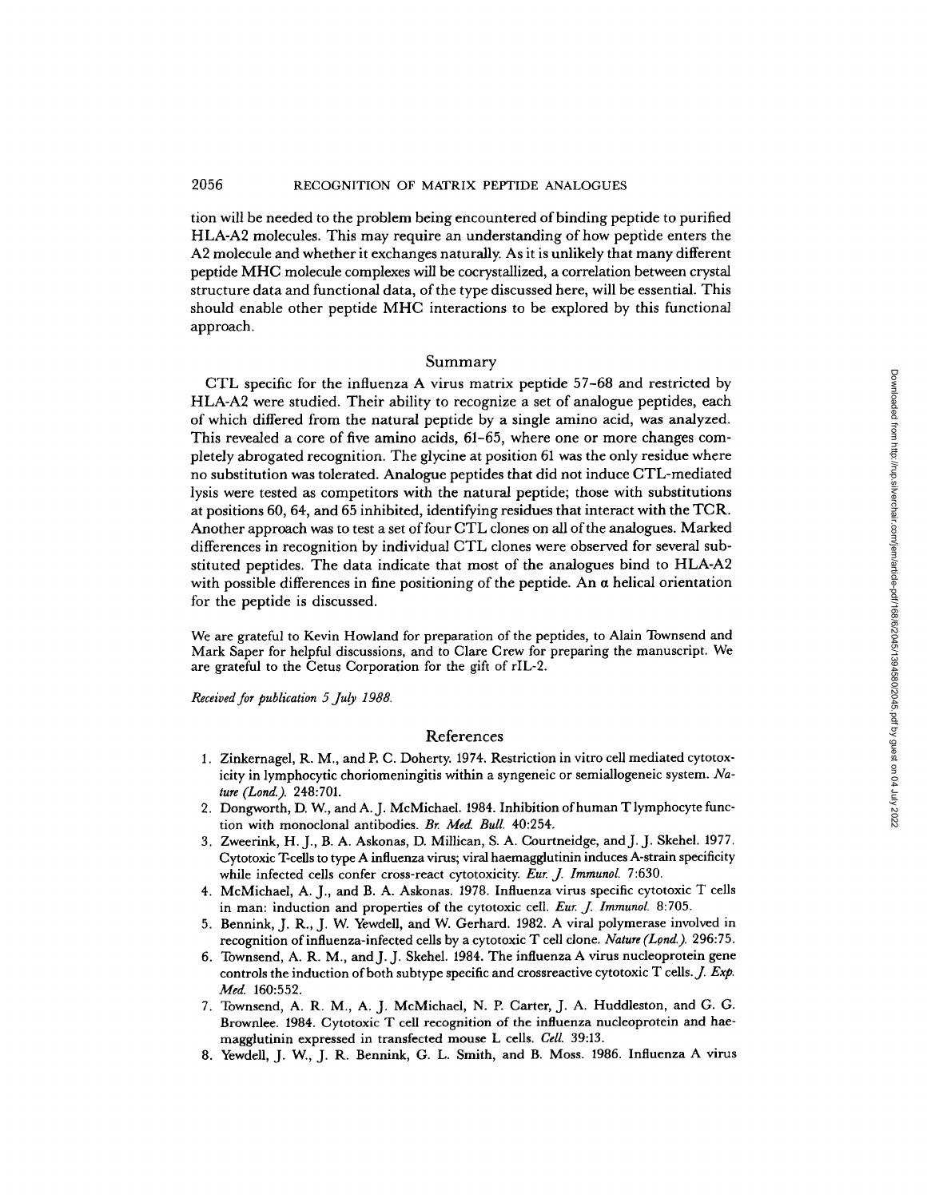tion will be needed to the problem being encountered of binding peptide to purified HLA-A2 molecules. This may require an understanding of how peptide enters the A2 molecule and whether it exchanges naturally. As it is unlikely that many different peptide MHC molecule complexes will be cocrystallized, a correlation between crystal structure data and functional data, of the type discussed here, will be essential. This should enable other peptide MHC interactions to be explored by this functional approach.

## Summary

CTL specific for the influenza A virus matrix peptide 57–68 and restricted by HLA-A2 were studied. Their ability to recognize a set of analogue peptides, each of which differed from the natural peptide by a single amino acid, was analyzed. This revealed a core of five amino acids, 61–65, where one or more changes completely abrogated recognition. The glycine at position 61 was the only residue where no substitution was tolerated. Analogue peptides that did not induce CTL-mediated lysis were tested as competitors with the natural peptide; those with substitutions at positions 60, 64, and 65 inhibited, identifying residues that interact with the TCR. Another approach was to test a set of four CTL clones on all of the analogues. Marked differences in recognition by individual CTL clones were observed for several substituted peptides. The data indicate that most of the analogues bind to HLA-A2 with possible differences in fine positioning of the peptide. An α helical orientation for the peptide is discussed.

We are grateful to Kevin Howland for preparation of the peptides, to Alain Townsend and Mark Saper for helpful discussions, and to Clare Crew for preparing the manuscript. We are grateful to the Cetus Corporation for the gift of rIL-2.

*Received for publication 5 July 1988.*

## References

1. Zinkernagel, R. M., and P. C. Doherty. 1974. Restriction in vitro cell mediated cytotoxicity in lymphocytic choriomeningitis within a syngeneic or semiallogeneic system. *Nature (Lond.).* 248:701.
2. Dongworth, D. W., and A. J. McMichael. 1984. Inhibition of human T lymphocyte function with monoclonal antibodies. *Br. Med. Bull.* 40:254.
3. Zweerink, H. J., B. A. Askonas, D. Millican, S. A. Courtneidge, and J. J. Skehel. 1977. Cytotoxic T-cells to type A influenza virus; viral haemagglutinin induces A-strain specificity while infected cells confer cross-react cytotoxicity. *Eur. J. Immunol.* 7:630.
4. McMichael, A. J., and B. A. Askonas. 1978. Influenza virus specific cytotoxic T cells in man: induction and properties of the cytotoxic cell. *Eur. J. Immunol.* 8:705.
5. Bennink, J. R., J. W. Yewdell, and W. Gerhard. 1982. A viral polymerase involved in recognition of influenza-infected cells by a cytotoxic T cell clone. *Nature (Lond.).* 296:75.
6. Townsend, A. R. M., and J. J. Skehel. 1984. The influenza A virus nucleoprotein gene controls the induction of both subtype specific and crossreactive cytotoxic T cells. *J. Exp. Med.* 160:552.
7. Townsend, A. R. M., A. J. McMichael, N. P. Carter, J. A. Huddleston, and G. G. Brownlee. 1984. Cytotoxic T cell recognition of the influenza nucleoprotein and haemagglutinin expressed in transfected mouse L cells. *Cell.* 39:13.
8. Yewdell, J. W., J. R. Bennink, G. L. Smith, and B. Moss. 1986. Influenza A virus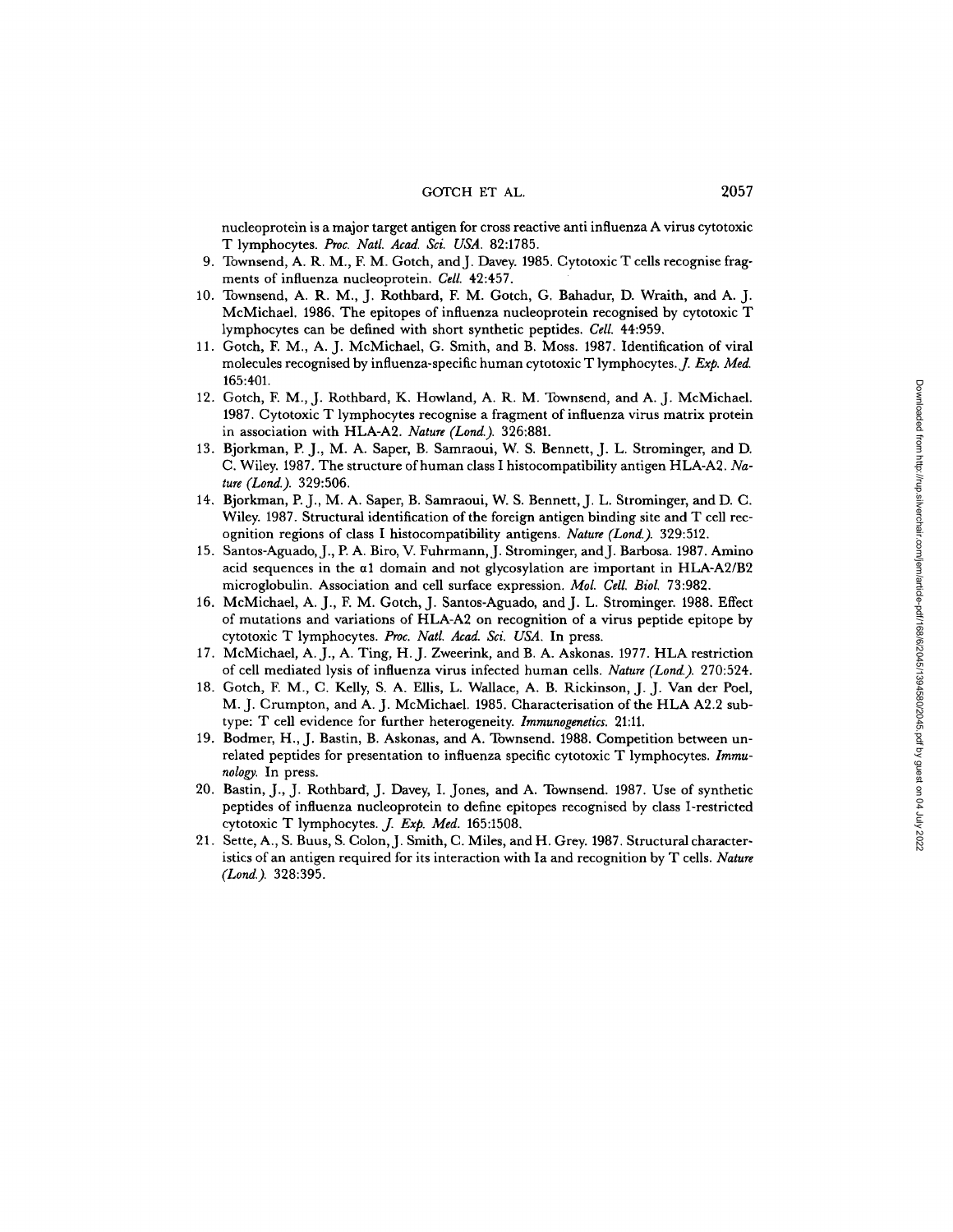nucleoprotein is a major target antigen for cross reactive anti influenza A virus cytotoxic T lymphocytes. *Proc. Natl. Acad. Sci. USA.* 82:1785.

9. Townsend, A. R. M., F. M. Gotch, and J. Davey. 1985. Cytotoxic T cells recognise fragments of influenza nucleoprotein. *Cell.* 42:457.
10. Townsend, A. R. M., J. Rothbard, F. M. Gotch, G. Bahadur, D. Wraith, and A. J. McMichael. 1986. The epitopes of influenza nucleoprotein recognised by cytotoxic T lymphocytes can be defined with short synthetic peptides. *Cell.* 44:959.
11. Gotch, F. M., A. J. McMichael, G. Smith, and B. Moss. 1987. Identification of viral molecules recognised by influenza-specific human cytotoxic T lymphocytes. *J. Exp. Med.* 165:401.
12. Gotch, F. M., J. Rothbard, K. Howland, A. R. M. Townsend, and A. J. McMichael. 1987. Cytotoxic T lymphocytes recognise a fragment of influenza virus matrix protein in association with HLA-A2. *Nature (Lond.).* 326:881.
13. Bjorkman, P. J., M. A. Saper, B. Samraoui, W. S. Bennett, J. L. Strominger, and D. C. Wiley. 1987. The structure of human class I histocompatibility antigen HLA-A2. *Nature (Lond.).* 329:506.
14. Bjorkman, P. J., M. A. Saper, B. Samraoui, W. S. Bennett, J. L. Strominger, and D. C. Wiley. 1987. Structural identification of the foreign antigen binding site and T cell recognition regions of class I histocompatibility antigens. *Nature (Lond.).* 329:512.
15. Santos-Aguado, J., P. A. Biro, V. Fuhrmann, J. Strominger, and J. Barbosa. 1987. Amino acid sequences in the α1 domain and not glycosylation are important in HLA-A2/B2 microglobulin. Association and cell surface expression. *Mol. Cell. Biol.* 73:982.
16. McMichael, A. J., F. M. Gotch, J. Santos-Aguado, and J. L. Strominger. 1988. Effect of mutations and variations of HLA-A2 on recognition of a virus peptide epitope by cytotoxic T lymphocytes. *Proc. Natl. Acad. Sci. USA.* In press.
17. McMichael, A. J., A. Ting, H. J. Zweerink, and B. A. Askonas. 1977. HLA restriction of cell mediated lysis of influenza virus infected human cells. *Nature (Lond.).* 270:524.
18. Gotch, F. M., C. Kelly, S. A. Ellis, L. Wallace, A. B. Rickinson, J. J. Van der Poel, M. J. Crumpton, and A. J. McMichael. 1985. Characterisation of the HLA A2.2 subtype: T cell evidence for further heterogeneity. *Immunogenetics.* 21:11.
19. Bodmer, H., J. Bastin, B. Askonas, and A. Townsend. 1988. Competition between unrelated peptides for presentation to influenza specific cytotoxic T lymphocytes. *Immunology.* In press.
20. Bastin, J., J. Rothbard, J. Davey, I. Jones, and A. Townsend. 1987. Use of synthetic peptides of influenza nucleoprotein to define epitopes recognised by class I-restricted cytotoxic T lymphocytes. *J. Exp. Med.* 165:1508.
21. Sette, A., S. Buus, S. Colon, J. Smith, C. Miles, and H. Grey. 1987. Structural characteristics of an antigen required for its interaction with Ia and recognition by T cells. *Nature (Lond.).* 328:395.